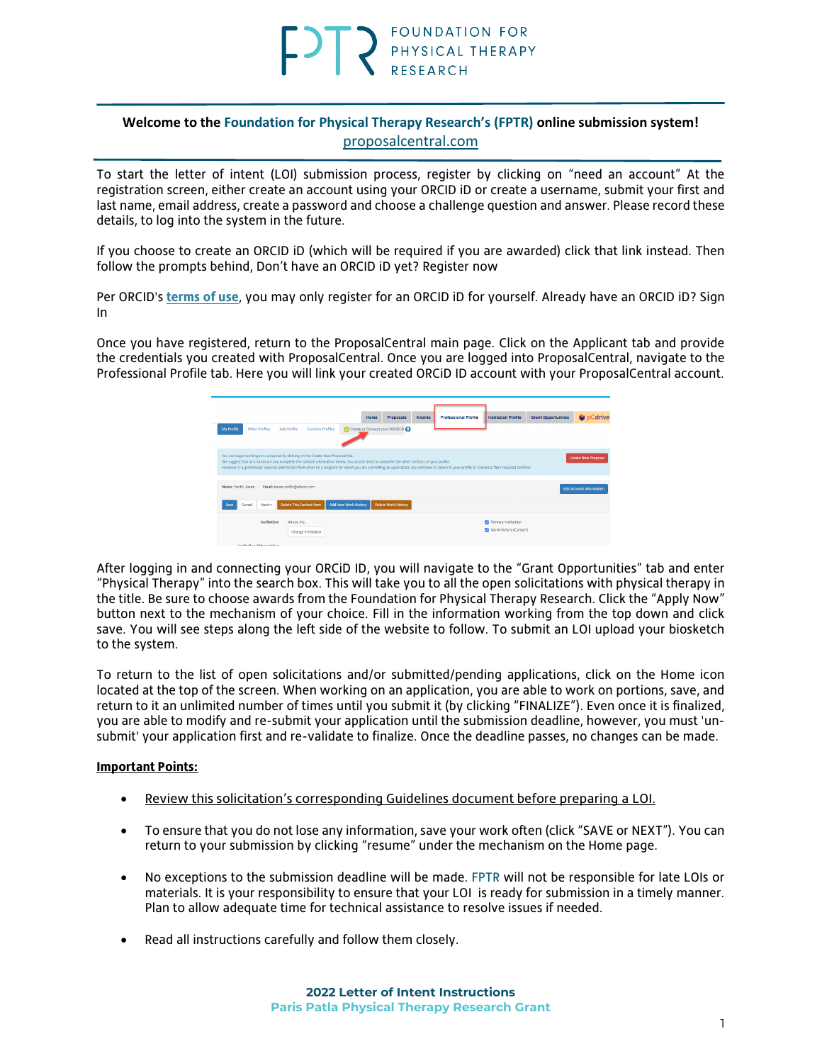# FOUNDATION FOR PHYSICAL THERAPY RESEARCH

**Welcome to the Foundation for Physical Therapy Research's (FPTR) online submission system!**
proposalcentral.com

To start the letter of intent (LOI) submission process, register by clicking on "need an account" At the registration screen, either create an account using your ORCID iD or create a username, submit your first and last name, email address, create a password and choose a challenge question and answer. Please record these details, to log into the system in the future.

If you choose to create an ORCID iD (which will be required if you are awarded) click that link instead. Then follow the prompts behind, Don't have an ORCID iD yet? Register now

Per ORCID's **terms of use**, you may only register for an ORCID iD for yourself. Already have an ORCID iD? Sign In

Once you have registered, return to the ProposalCentral main page. Click on the Applicant tab and provide the credentials you created with ProposalCentral. Once you are logged into ProposalCentral, navigate to the Professional Profile tab. Here you will link your created ORCiD ID account with your ProposalCentral account.

After logging in and connecting your ORCiD ID, you will navigate to the "Grant Opportunities" tab and enter "Physical Therapy" into the search box. This will take you to all the open solicitations with physical therapy in the title. Be sure to choose awards from the Foundation for Physical Therapy Research. Click the "Apply Now" button next to the mechanism of your choice. Fill in the information working from the top down and click save. You will see steps along the left side of the website to follow. To submit an LOI upload your biosketch to the system.

To return to the list of open solicitations and/or submitted/pending applications, click on the Home icon located at the top of the screen. When working on an application, you are able to work on portions, save, and return to it an unlimited number of times until you submit it (by clicking "FINALIZE"). Even once it is finalized, you are able to modify and re-submit your application until the submission deadline, however, you must 'un-submit' your application first and re-validate to finalize. Once the deadline passes, no changes can be made.

**Important Points:**

- Review this solicitation's corresponding Guidelines document before preparing a LOI.
- To ensure that you do not lose any information, save your work often (click "SAVE or NEXT"). You can return to your submission by clicking "resume" under the mechanism on the Home page.
- No exceptions to the submission deadline will be made. FPTR will not be responsible for late LOIs or materials. It is your responsibility to ensure that your LOI is ready for submission in a timely manner. Plan to allow adequate time for technical assistance to resolve issues if needed.
- Read all instructions carefully and follow them closely.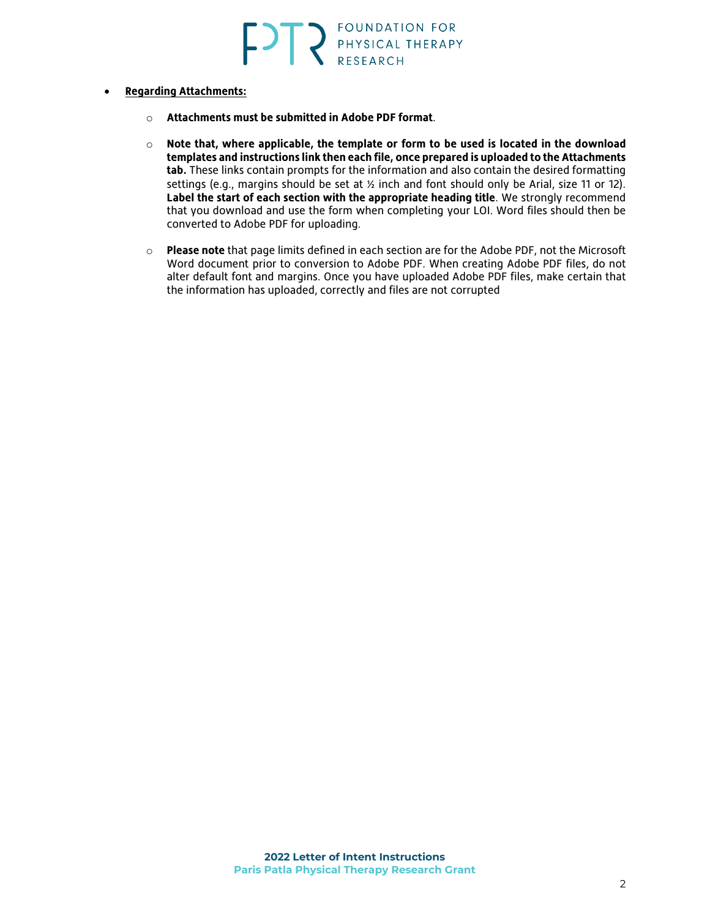- **Regarding Attachments:**

  - **Attachments must be submitted in Adobe PDF format**.

  - **Note that, where applicable, the template or form to be used is located in the download templates and instructions link then each file, once prepared is uploaded to the Attachments tab.** These links contain prompts for the information and also contain the desired formatting settings (e.g., margins should be set at ½ inch and font should only be Arial, size 11 or 12). **Label the start of each section with the appropriate heading title**. We strongly recommend that you download and use the form when completing your LOI. Word files should then be converted to Adobe PDF for uploading.

  - **Please note** that page limits defined in each section are for the Adobe PDF, not the Microsoft Word document prior to conversion to Adobe PDF. When creating Adobe PDF files, do not alter default font and margins. Once you have uploaded Adobe PDF files, make certain that the information has uploaded, correctly and files are not corrupted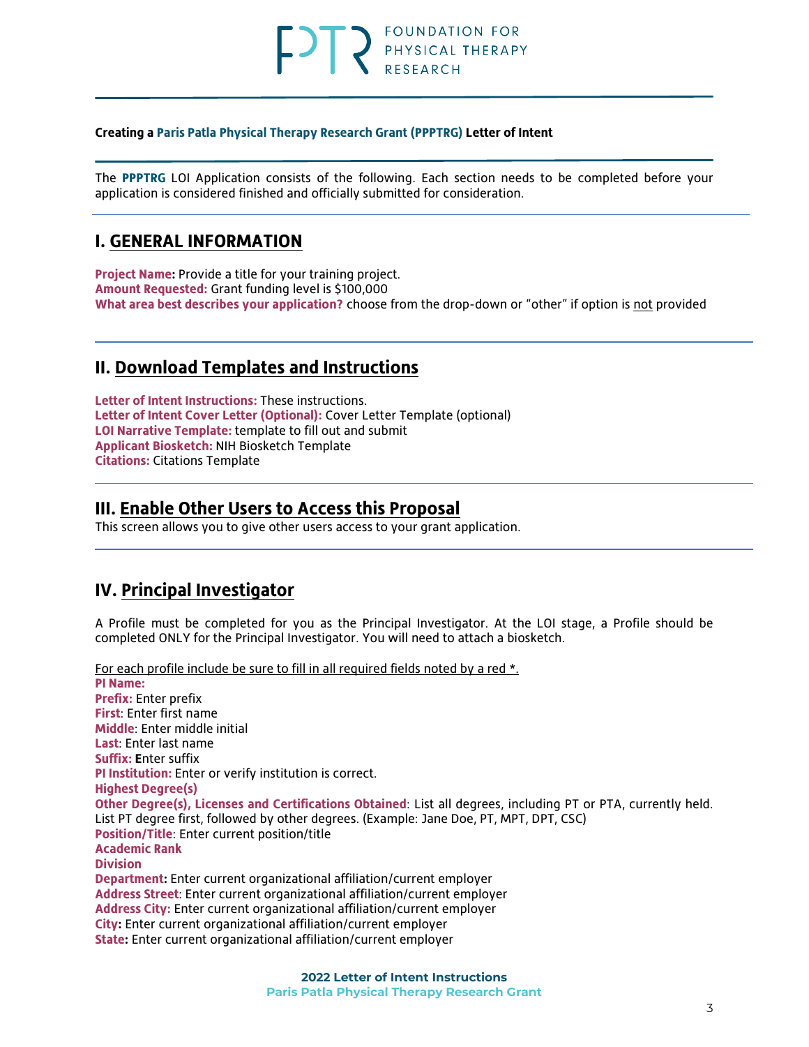**Creating a Paris Patla Physical Therapy Research Grant (PPPTRG) Letter of Intent**

The **PPPTRG** LOI Application consists of the following. Each section needs to be completed before your application is considered finished and officially submitted for consideration.

## I. GENERAL INFORMATION

**Project Name:** Provide a title for your training project.
**Amount Requested:** Grant funding level is $100,000
**What area best describes your application?** choose from the drop-down or "other" if option is not provided

## II. Download Templates and Instructions

**Letter of Intent Instructions:** These instructions.
**Letter of Intent Cover Letter (Optional):** Cover Letter Template (optional)
**LOI Narrative Template:** template to fill out and submit
**Applicant Biosketch:** NIH Biosketch Template
**Citations:** Citations Template

## III. Enable Other Users to Access this Proposal

This screen allows you to give other users access to your grant application.

## IV. Principal Investigator

A Profile must be completed for you as the Principal Investigator. At the LOI stage, a Profile should be completed ONLY for the Principal Investigator. You will need to attach a biosketch.

For each profile include be sure to fill in all required fields noted by a red *.
**PI Name:**
**Prefix:** Enter prefix
**First**: Enter first name
**Middle**: Enter middle initial
**Last**: Enter last name
**Suffix:** Enter suffix
**PI Institution:** Enter or verify institution is correct.
**Highest Degree(s)**
**Other Degree(s), Licenses and Certifications Obtained**: List all degrees, including PT or PTA, currently held. List PT degree first, followed by other degrees. (Example: Jane Doe, PT, MPT, DPT, CSC)
**Position/Title**: Enter current position/title
**Academic Rank**
**Division**
**Department:** Enter current organizational affiliation/current employer
**Address Street**: Enter current organizational affiliation/current employer
**Address City:** Enter current organizational affiliation/current employer
**City:** Enter current organizational affiliation/current employer
**State:** Enter current organizational affiliation/current employer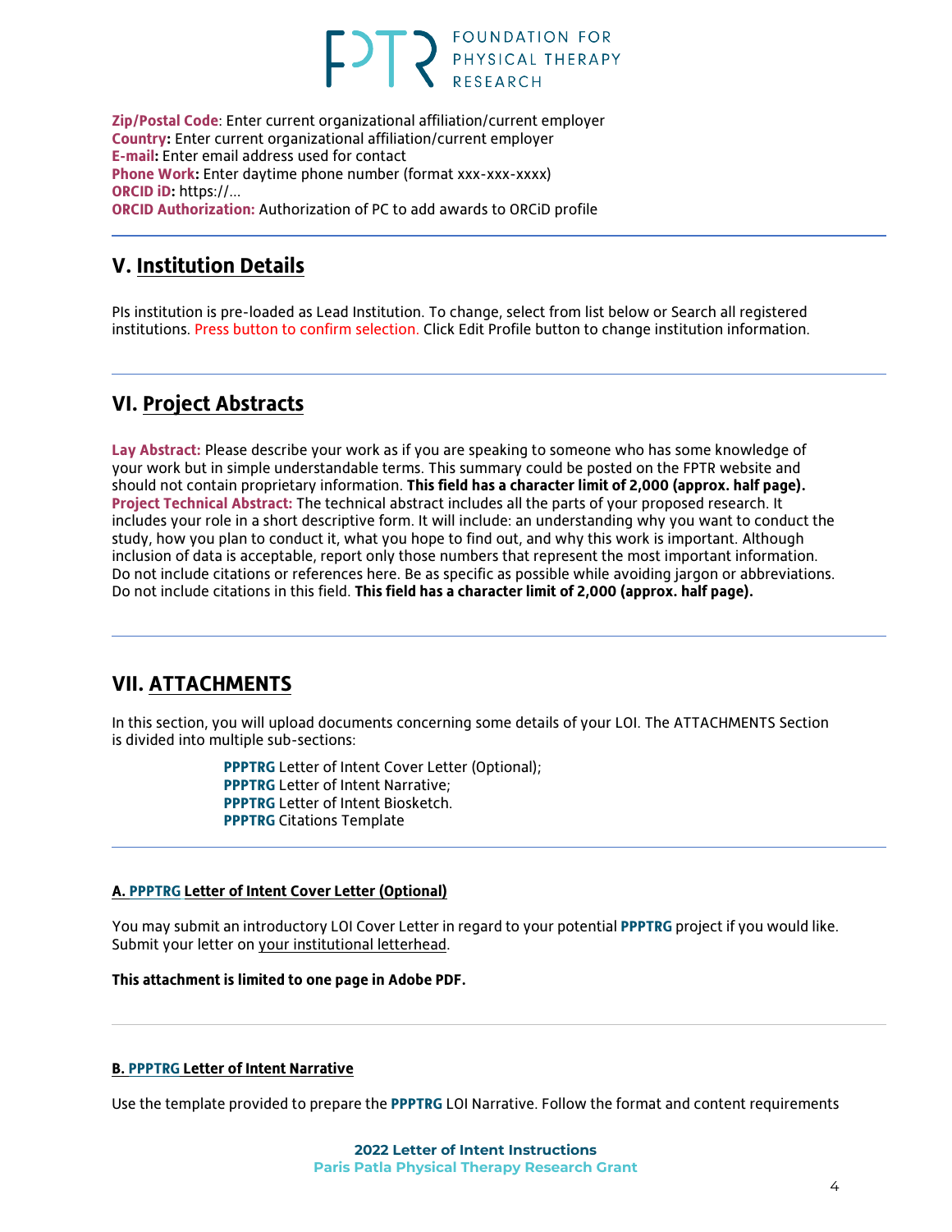**Zip/Postal Code**: Enter current organizational affiliation/current employer
**Country:** Enter current organizational affiliation/current employer
**E-mail:** Enter email address used for contact
**Phone Work:** Enter daytime phone number (format xxx-xxx-xxxx)
**ORCID iD:** https://...
**ORCID Authorization:** Authorization of PC to add awards to ORCiD profile

## V. Institution Details

PIs institution is pre-loaded as Lead Institution. To change, select from list below or Search all registered institutions. Press button to confirm selection. Click Edit Profile button to change institution information.

## VI. Project Abstracts

**Lay Abstract:** Please describe your work as if you are speaking to someone who has some knowledge of your work but in simple understandable terms. This summary could be posted on the FPTR website and should not contain proprietary information. **This field has a character limit of 2,000 (approx. half page).**
**Project Technical Abstract:** The technical abstract includes all the parts of your proposed research. It includes your role in a short descriptive form. It will include: an understanding why you want to conduct the study, how you plan to conduct it, what you hope to find out, and why this work is important. Although inclusion of data is acceptable, report only those numbers that represent the most important information. Do not include citations or references here. Be as specific as possible while avoiding jargon or abbreviations. Do not include citations in this field. **This field has a character limit of 2,000 (approx. half page).**

## VII. ATTACHMENTS

In this section, you will upload documents concerning some details of your LOI. The ATTACHMENTS Section is divided into multiple sub-sections:

- **PPPTRG** Letter of Intent Cover Letter (Optional);
- **PPPTRG** Letter of Intent Narrative;
- **PPPTRG** Letter of Intent Biosketch.
- **PPPTRG** Citations Template

### A. PPPTRG Letter of Intent Cover Letter (Optional)

You may submit an introductory LOI Cover Letter in regard to your potential **PPPTRG** project if you would like. Submit your letter on your institutional letterhead.

**This attachment is limited to one page in Adobe PDF.**

### B. PPPTRG Letter of Intent Narrative

Use the template provided to prepare the **PPPTRG** LOI Narrative. Follow the format and content requirements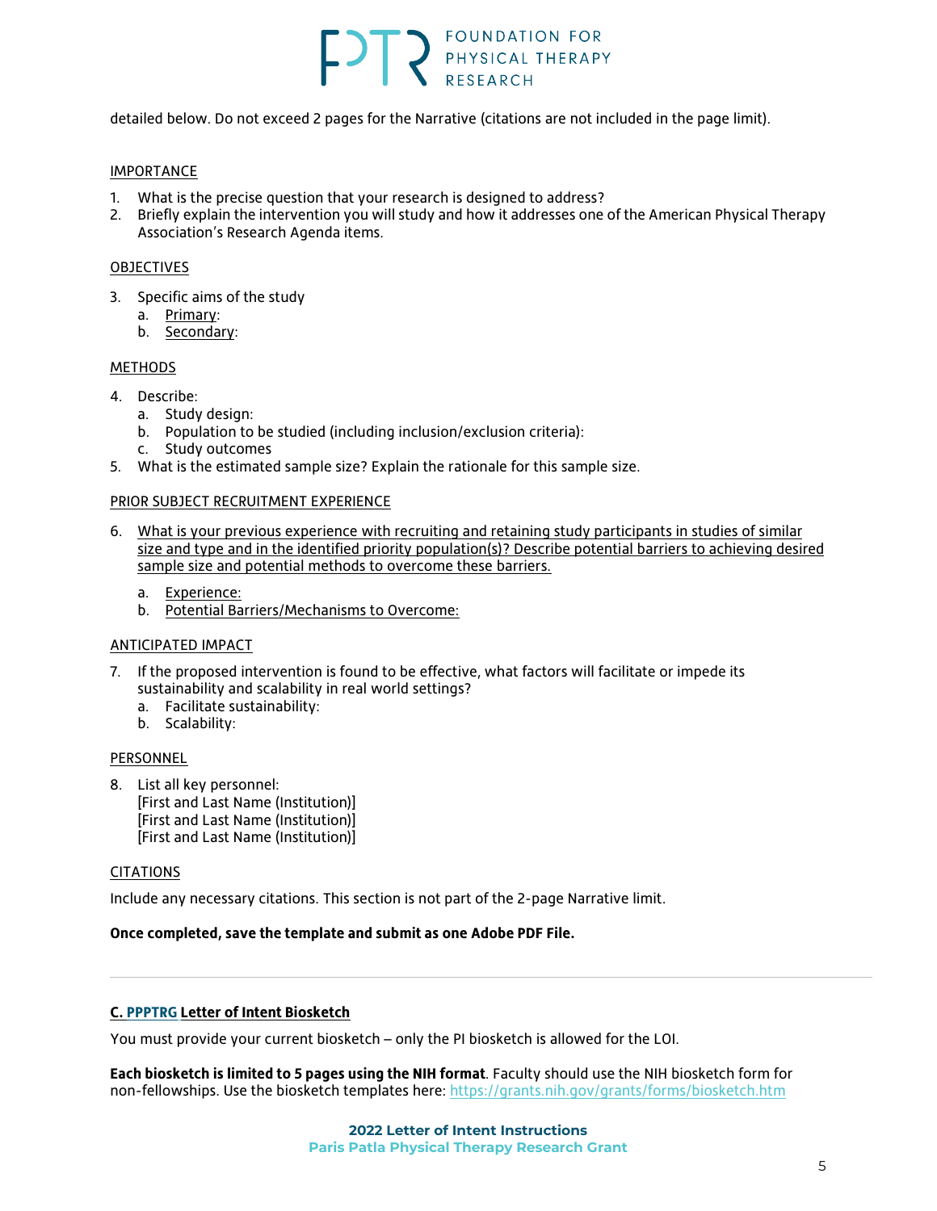detailed below. Do not exceed 2 pages for the Narrative (citations are not included in the page limit).

IMPORTANCE

1. What is the precise question that your research is designed to address?
2. Briefly explain the intervention you will study and how it addresses one of the American Physical Therapy Association's Research Agenda items.

OBJECTIVES

3. Specific aims of the study
   a. Primary:
   b. Secondary:

METHODS

4. Describe:
   a. Study design:
   b. Population to be studied (including inclusion/exclusion criteria):
   c. Study outcomes
5. What is the estimated sample size? Explain the rationale for this sample size.

PRIOR SUBJECT RECRUITMENT EXPERIENCE

6. What is your previous experience with recruiting and retaining study participants in studies of similar size and type and in the identified priority population(s)? Describe potential barriers to achieving desired sample size and potential methods to overcome these barriers.
   a. Experience:
   b. Potential Barriers/Mechanisms to Overcome:

ANTICIPATED IMPACT

7. If the proposed intervention is found to be effective, what factors will facilitate or impede its sustainability and scalability in real world settings?
   a. Facilitate sustainability:
   b. Scalability:

PERSONNEL

8. List all key personnel:
   [First and Last Name (Institution)]
   [First and Last Name (Institution)]
   [First and Last Name (Institution)]

CITATIONS

Include any necessary citations. This section is not part of the 2-page Narrative limit.

**Once completed, save the template and submit as one Adobe PDF File.**

---

## C. PPPTRG Letter of Intent Biosketch

You must provide your current biosketch – only the PI biosketch is allowed for the LOI.

**Each biosketch is limited to 5 pages using the NIH format**. Faculty should use the NIH biosketch form for non-fellowships. Use the biosketch templates here: https://grants.nih.gov/grants/forms/biosketch.htm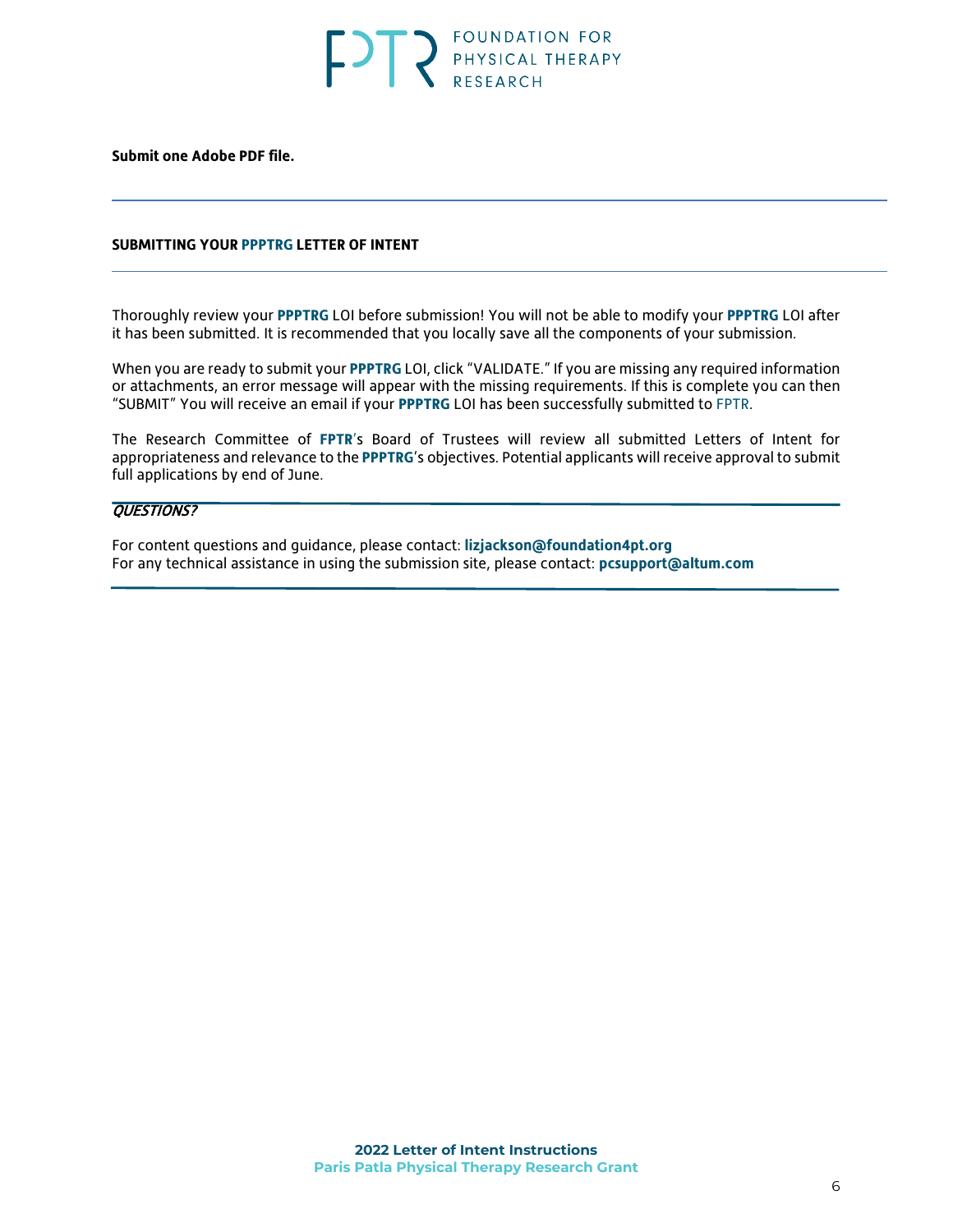**Submit one Adobe PDF file.**

## SUBMITTING YOUR PPPTRG LETTER OF INTENT

Thoroughly review your **PPPTRG** LOI before submission! You will not be able to modify your **PPPTRG** LOI after it has been submitted. It is recommended that you locally save all the components of your submission.

When you are ready to submit your **PPPTRG** LOI, click "VALIDATE." If you are missing any required information or attachments, an error message will appear with the missing requirements. If this is complete you can then "SUBMIT" You will receive an email if your **PPPTRG** LOI has been successfully submitted to FPTR.

The Research Committee of **FPTR**'s Board of Trustees will review all submitted Letters of Intent for appropriateness and relevance to the **PPPTRG**'s objectives. Potential applicants will receive approval to submit full applications by end of June.

### *QUESTIONS?*

For content questions and guidance, please contact: **lizjackson@foundation4pt.org**
For any technical assistance in using the submission site, please contact: **pcsupport@altum.com**